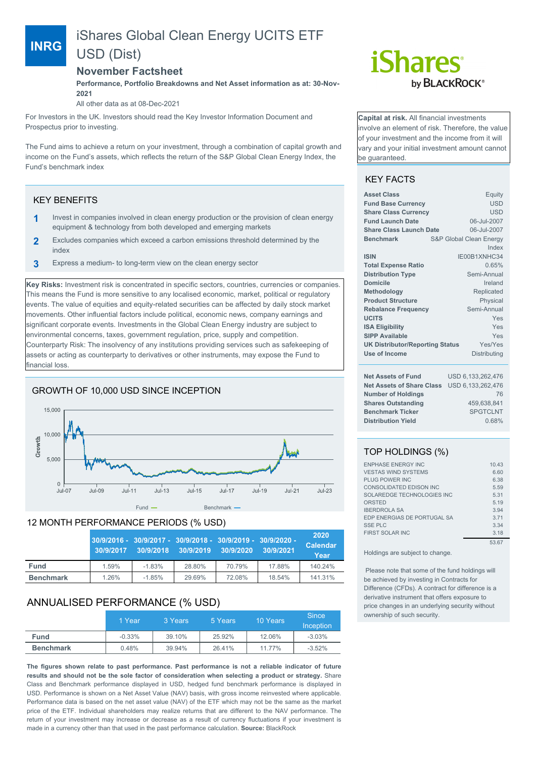# INRG iShares Global Clean Energy UCITS ETF USD (Dist)

## November Factsheet

**Performance, Portfolio Breakdowns and Net Asset information as at: 30-Nov-2021**

All other data as at 08-Dec-2021

For Investors in the UK. Investors should read the Key Investor Information Document and Prospectus prior to investing.

The Fund aims to achieve a return on your investment, through a combination of capital growth and income on the Fund's assets, which reflects the return of the S&P Global Clean Energy Index, the Fund's benchmark index

**Capital at risk.** All financial investments involve an element of risk. Therefore, the value of your investment and the income from it will vary and your initial investment amount cannot be guaranteed.

## KEY BENEFITS

1. Invest in companies involved in clean energy production or the provision of clean energy equipment & technology from both developed and emerging markets
2. Excludes companies which exceed a carbon emissions threshold determined by the index
3. Express a medium- to long-term view on the clean energy sector

**Key Risks:** Investment risk is concentrated in specific sectors, countries, currencies or companies. This means the Fund is more sensitive to any localised economic, market, political or regulatory events. The value of equities and equity-related securities can be affected by daily stock market movements. Other influential factors include political, economic news, company earnings and significant corporate events. Investments in the Global Clean Energy industry are subject to environmental concerns, taxes, government regulation, price, supply and competition. Counterparty Risk: The insolvency of any institutions providing services such as safekeeping of assets or acting as counterparty to derivatives or other instruments, may expose the Fund to financial loss.

## GROWTH OF 10,000 USD SINCE INCEPTION

Fund — Benchmark —

## 12 MONTH PERFORMANCE PERIODS (% USD)

| | 30/9/2016 - 30/9/2017 | 30/9/2017 - 30/9/2018 | 30/9/2018 - 30/9/2019 | 30/9/2019 - 30/9/2020 | 30/9/2020 - 30/9/2021 | 2020 Calendar Year |
|---|---|---|---|---|---|---|
| **Fund** | 1.59% | -1.83% | 28.80% | 70.79% | 17.88% | 140.24% |
| **Benchmark** | 1.26% | -1.85% | 29.69% | 72.08% | 18.54% | 141.31% |

## ANNUALISED PERFORMANCE (% USD)

| | 1 Year | 3 Years | 5 Years | 10 Years | Since Inception |
|---|---|---|---|---|---|
| **Fund** | -0.33% | 39.10% | 25.92% | 12.06% | -3.03% |
| **Benchmark** | 0.48% | 39.94% | 26.41% | 11.77% | -3.52% |

**The figures shown relate to past performance. Past performance is not a reliable indicator of future results and should not be the sole factor of consideration when selecting a product or strategy.** Share Class and Benchmark performance displayed in USD, hedged fund benchmark performance is displayed in USD. Performance is shown on a Net Asset Value (NAV) basis, with gross income reinvested where applicable. Performance data is based on the net asset value (NAV) of the ETF which may not be the same as the market price of the ETF. Individual shareholders may realize returns that are different to the NAV performance. The return of your investment may increase or decrease as a result of currency fluctuations if your investment is made in a currency other than that used in the past performance calculation. **Source:** BlackRock

## KEY FACTS

| | |
|---|---|
| **Asset Class** | Equity |
| **Fund Base Currency** | USD |
| **Share Class Currency** | USD |
| **Fund Launch Date** | 06-Jul-2007 |
| **Share Class Launch Date** | 06-Jul-2007 |
| **Benchmark** | S&P Global Clean Energy Index |
| **ISIN** | IE00B1XNHC34 |
| **Total Expense Ratio** | 0.65% |
| **Distribution Type** | Semi-Annual |
| **Domicile** | Ireland |
| **Methodology** | Replicated |
| **Product Structure** | Physical |
| **Rebalance Frequency** | Semi-Annual |
| **UCITS** | Yes |
| **ISA Eligibility** | Yes |
| **SIPP Available** | Yes |
| **UK Distributor/Reporting Status** | Yes/Yes |
| **Use of Income** | Distributing |

| | |
|---|---|
| **Net Assets of Fund** | USD 6,133,262,476 |
| **Net Assets of Share Class** | USD 6,133,262,476 |
| **Number of Holdings** | 76 |
| **Shares Outstanding** | 459,638,841 |
| **Benchmark Ticker** | SPGTCLNT |
| **Distribution Yield** | 0.68% |

## TOP HOLDINGS (%)

| | |
|---|---|
| ENPHASE ENERGY INC | 10.43 |
| VESTAS WIND SYSTEMS | 6.60 |
| PLUG POWER INC | 6.38 |
| CONSOLIDATED EDISON INC | 5.59 |
| SOLAREDGE TECHNOLOGIES INC | 5.31 |
| ORSTED | 5.19 |
| IBERDROLA SA | 3.94 |
| EDP ENERGIAS DE PORTUGAL SA | 3.71 |
| SSE PLC | 3.34 |
| FIRST SOLAR INC | 3.18 |
| | 53.67 |

Holdings are subject to change.

Please note that some of the fund holdings will be achieved by investing in Contracts for Difference (CFDs). A contract for difference is a derivative instrument that offers exposure to price changes in an underlying security without ownership of such security.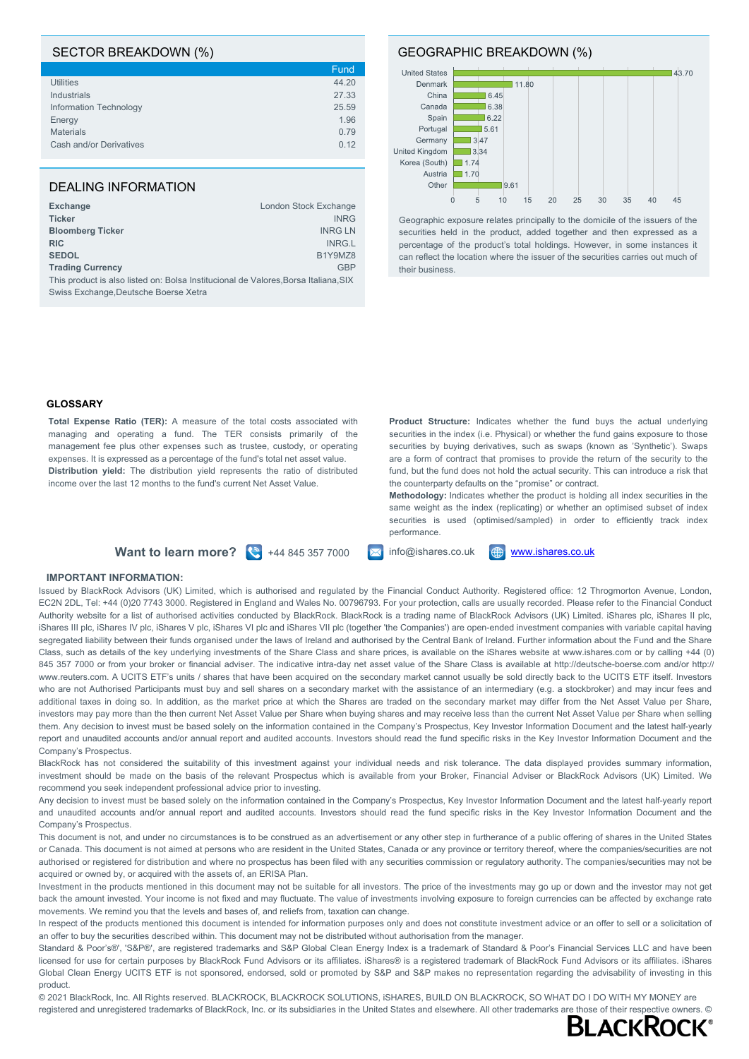## SECTOR BREAKDOWN (%)

| | Fund |
|---|---|
| Utilities | 44.20 |
| Industrials | 27.33 |
| Information Technology | 25.59 |
| Energy | 1.96 |
| Materials | 0.79 |
| Cash and/or Derivatives | 0.12 |

## GEOGRAPHIC BREAKDOWN (%)

| Country | % |
|---|---|
| United States | 43.70 |
| Denmark | 11.80 |
| China | 6.45 |
| Canada | 6.38 |
| Spain | 6.22 |
| Portugal | 5.61 |
| Germany | 3.47 |
| United Kingdom | 3.34 |
| Korea (South) | 1.74 |
| Austria | 1.70 |
| Other | 9.61 |

Geographic exposure relates principally to the domicile of the issuers of the securities held in the product, added together and then expressed as a percentage of the product's total holdings. However, in some instances it can reflect the location where the issuer of the securities carries out much of their business.

## DEALING INFORMATION

| | |
|---|---|
| **Exchange** | London Stock Exchange |
| **Ticker** | INRG |
| **Bloomberg Ticker** | INRG LN |
| **RIC** | INRG.L |
| **SEDOL** | B1Y9MZ8 |
| **Trading Currency** | GBP |

This product is also listed on: Bolsa Institucional de Valores,Borsa Italiana,SIX Swiss Exchange,Deutsche Boerse Xetra

## GLOSSARY

**Total Expense Ratio (TER):** A measure of the total costs associated with managing and operating a fund. The TER consists primarily of the management fee plus other expenses such as trustee, custody, or operating expenses. It is expressed as a percentage of the fund's total net asset value.

**Distribution yield:** The distribution yield represents the ratio of distributed income over the last 12 months to the fund's current Net Asset Value.

**Product Structure:** Indicates whether the fund buys the actual underlying securities in the index (i.e. Physical) or whether the fund gains exposure to those securities by buying derivatives, such as swaps (known as 'Synthetic'). Swaps are a form of contract that promises to provide the return of the security to the fund, but the fund does not hold the actual security. This can introduce a risk that the counterparty defaults on the "promise" or contract.

**Methodology:** Indicates whether the product is holding all index securities in the same weight as the index (replicating) or whether an optimised subset of index securities is used (optimised/sampled) in order to efficiently track index performance.

**Want to learn more?** +44 845 357 7000 info@ishares.co.uk www.ishares.co.uk

## IMPORTANT INFORMATION:

Issued by BlackRock Advisors (UK) Limited, which is authorised and regulated by the Financial Conduct Authority. Registered office: 12 Throgmorton Avenue, London, EC2N 2DL, Tel: +44 (0)20 7743 3000. Registered in England and Wales No. 00796793. For your protection, calls are usually recorded. Please refer to the Financial Conduct Authority website for a list of authorised activities conducted by BlackRock. BlackRock is a trading name of BlackRock Advisors (UK) Limited. iShares plc, iShares II plc, iShares III plc, iShares IV plc, iShares V plc, iShares VI plc and iShares VII plc (together 'the Companies') are open-ended investment companies with variable capital having segregated liability between their funds organised under the laws of Ireland and authorised by the Central Bank of Ireland. Further information about the Fund and the Share Class, such as details of the key underlying investments of the Share Class and share prices, is available on the iShares website at www.ishares.com or by calling +44 (0) 845 357 7000 or from your broker or financial adviser. The indicative intra-day net asset value of the Share Class is available at http://deutsche-boerse.com and/or http://www.reuters.com. A UCITS ETF's units / shares that have been acquired on the secondary market cannot usually be sold directly back to the UCITS ETF itself. Investors who are not Authorised Participants must buy and sell shares on a secondary market with the assistance of an intermediary (e.g. a stockbroker) and may incur fees and additional taxes in doing so. In addition, as the market price at which the Shares are traded on the secondary market may differ from the Net Asset Value per Share, investors may pay more than the then current Net Asset Value per Share when buying shares and may receive less than the current Net Asset Value per Share when selling them. Any decision to invest must be based solely on the information contained in the Company's Prospectus, Key Investor Information Document and the latest half-yearly report and unaudited accounts and/or annual report and audited accounts. Investors should read the fund specific risks in the Key Investor Information Document and the Company's Prospectus.

BlackRock has not considered the suitability of this investment against your individual needs and risk tolerance. The data displayed provides summary information, investment should be made on the basis of the relevant Prospectus which is available from your Broker, Financial Adviser or BlackRock Advisors (UK) Limited. We recommend you seek independent professional advice prior to investing.

Any decision to invest must be based solely on the information contained in the Company's Prospectus, Key Investor Information Document and the latest half-yearly report and unaudited accounts and/or annual report and audited accounts. Investors should read the fund specific risks in the Key Investor Information Document and the Company's Prospectus.

This document is not, and under no circumstances is to be construed as an advertisement or any other step in furtherance of a public offering of shares in the United States or Canada. This document is not aimed at persons who are resident in the United States, Canada or any province or territory thereof, where the companies/securities are not authorised or registered for distribution and where no prospectus has been filed with any securities commission or regulatory authority. The companies/securities may not be acquired or owned by, or acquired with the assets of, an ERISA Plan.

Investment in the products mentioned in this document may not be suitable for all investors. The price of the investments may go up or down and the investor may not get back the amount invested. Your income is not fixed and may fluctuate. The value of investments involving exposure to foreign currencies can be affected by exchange rate movements. We remind you that the levels and bases of, and reliefs from, taxation can change.

In respect of the products mentioned this document is intended for information purposes only and does not constitute investment advice or an offer to sell or a solicitation of an offer to buy the securities described within. This document may not be distributed without authorisation from the manager.

Standard & Poor's®', 'S&P®', are registered trademarks and S&P Global Clean Energy Index is a trademark of Standard & Poor's Financial Services LLC and have been licensed for use for certain purposes by BlackRock Fund Advisors or its affiliates. iShares® is a registered trademark of BlackRock Fund Advisors or its affiliates. iShares Global Clean Energy UCITS ETF is not sponsored, endorsed, sold or promoted by S&P and S&P makes no representation regarding the advisability of investing in this product.

© 2021 BlackRock, Inc. All Rights reserved. BLACKROCK, BLACKROCK SOLUTIONS, iSHARES, BUILD ON BLACKROCK, SO WHAT DO I DO WITH MY MONEY are registered and unregistered trademarks of BlackRock, Inc. or its subsidiaries in the United States and elsewhere. All other trademarks are those of their respective owners. ©

BLACKROCK®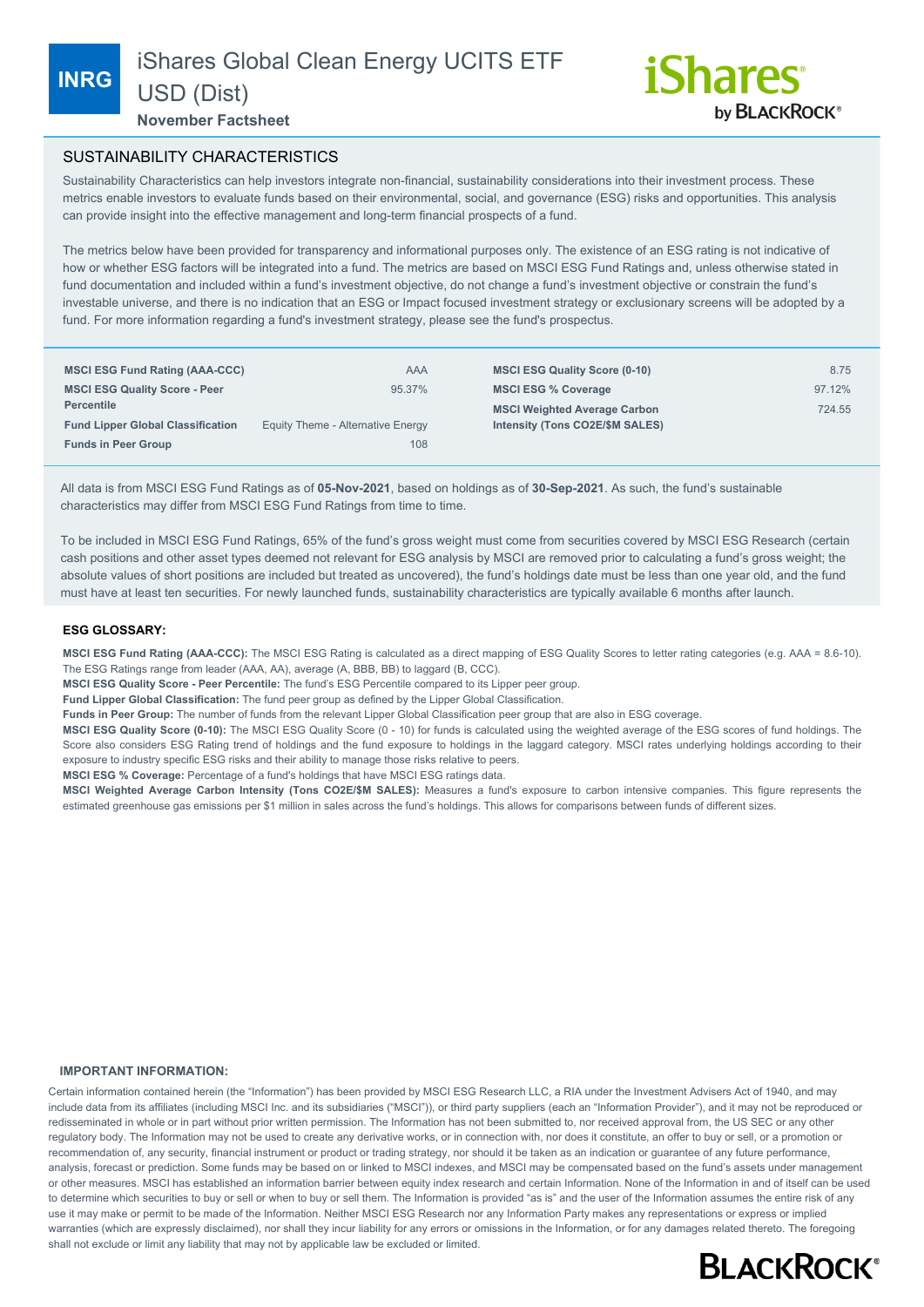# iShares Global Clean Energy UCITS ETF USD (Dist)

INRG

**November Factsheet**

## SUSTAINABILITY CHARACTERISTICS

Sustainability Characteristics can help investors integrate non-financial, sustainability considerations into their investment process. These metrics enable investors to evaluate funds based on their environmental, social, and governance (ESG) risks and opportunities. This analysis can provide insight into the effective management and long-term financial prospects of a fund.

The metrics below have been provided for transparency and informational purposes only. The existence of an ESG rating is not indicative of how or whether ESG factors will be integrated into a fund. The metrics are based on MSCI ESG Fund Ratings and, unless otherwise stated in fund documentation and included within a fund's investment objective, do not change a fund's investment objective or constrain the fund's investable universe, and there is no indication that an ESG or Impact focused investment strategy or exclusionary screens will be adopted by a fund. For more information regarding a fund's investment strategy, please see the fund's prospectus.

| | | | |
|---|---|---|---|
| **MSCI ESG Fund Rating (AAA-CCC)** | AAA | **MSCI ESG Quality Score (0-10)** | 8.75 |
| **MSCI ESG Quality Score - Peer Percentile** | 95.37% | **MSCI ESG % Coverage** | 97.12% |
| **Fund Lipper Global Classification** | Equity Theme - Alternative Energy | **MSCI Weighted Average Carbon Intensity (Tons CO2E/$M SALES)** | 724.55 |
| **Funds in Peer Group** | 108 | | |

All data is from MSCI ESG Fund Ratings as of **05-Nov-2021**, based on holdings as of **30-Sep-2021**. As such, the fund's sustainable characteristics may differ from MSCI ESG Fund Ratings from time to time.

To be included in MSCI ESG Fund Ratings, 65% of the fund's gross weight must come from securities covered by MSCI ESG Research (certain cash positions and other asset types deemed not relevant for ESG analysis by MSCI are removed prior to calculating a fund's gross weight; the absolute values of short positions are included but treated as uncovered), the fund's holdings date must be less than one year old, and the fund must have at least ten securities. For newly launched funds, sustainability characteristics are typically available 6 months after launch.

### ESG GLOSSARY:

**MSCI ESG Fund Rating (AAA-CCC):** The MSCI ESG Rating is calculated as a direct mapping of ESG Quality Scores to letter rating categories (e.g. AAA = 8.6-10). The ESG Ratings range from leader (AAA, AA), average (A, BBB, BB) to laggard (B, CCC).

**MSCI ESG Quality Score - Peer Percentile:** The fund's ESG Percentile compared to its Lipper peer group.

**Fund Lipper Global Classification:** The fund peer group as defined by the Lipper Global Classification.

**Funds in Peer Group:** The number of funds from the relevant Lipper Global Classification peer group that are also in ESG coverage.

**MSCI ESG Quality Score (0-10):** The MSCI ESG Quality Score (0 - 10) for funds is calculated using the weighted average of the ESG scores of fund holdings. The Score also considers ESG Rating trend of holdings and the fund exposure to holdings in the laggard category. MSCI rates underlying holdings according to their exposure to industry specific ESG risks and their ability to manage those risks relative to peers.

**MSCI ESG % Coverage:** Percentage of a fund's holdings that have MSCI ESG ratings data.

**MSCI Weighted Average Carbon Intensity (Tons CO2E/$M SALES):** Measures a fund's exposure to carbon intensive companies. This figure represents the estimated greenhouse gas emissions per $1 million in sales across the fund's holdings. This allows for comparisons between funds of different sizes.

### IMPORTANT INFORMATION:

Certain information contained herein (the "Information") has been provided by MSCI ESG Research LLC, a RIA under the Investment Advisers Act of 1940, and may include data from its affiliates (including MSCI Inc. and its subsidiaries ("MSCI")), or third party suppliers (each an "Information Provider"), and it may not be reproduced or redisseminated in whole or in part without prior written permission. The Information has not been submitted to, nor received approval from, the US SEC or any other regulatory body. The Information may not be used to create any derivative works, or in connection with, nor does it constitute, an offer to buy or sell, or a promotion or recommendation of, any security, financial instrument or product or trading strategy, nor should it be taken as an indication or guarantee of any future performance, analysis, forecast or prediction. Some funds may be based on or linked to MSCI indexes, and MSCI may be compensated based on the fund's assets under management or other measures. MSCI has established an information barrier between equity index research and certain Information. None of the Information in and of itself can be used to determine which securities to buy or sell or when to buy or sell them. The Information is provided "as is" and the user of the Information assumes the entire risk of any use it may make or permit to be made of the Information. Neither MSCI ESG Research nor any Information Party makes any representations or express or implied warranties (which are expressly disclaimed), nor shall they incur liability for any errors or omissions in the Information, or for any damages related thereto. The foregoing shall not exclude or limit any liability that may not by applicable law be excluded or limited.